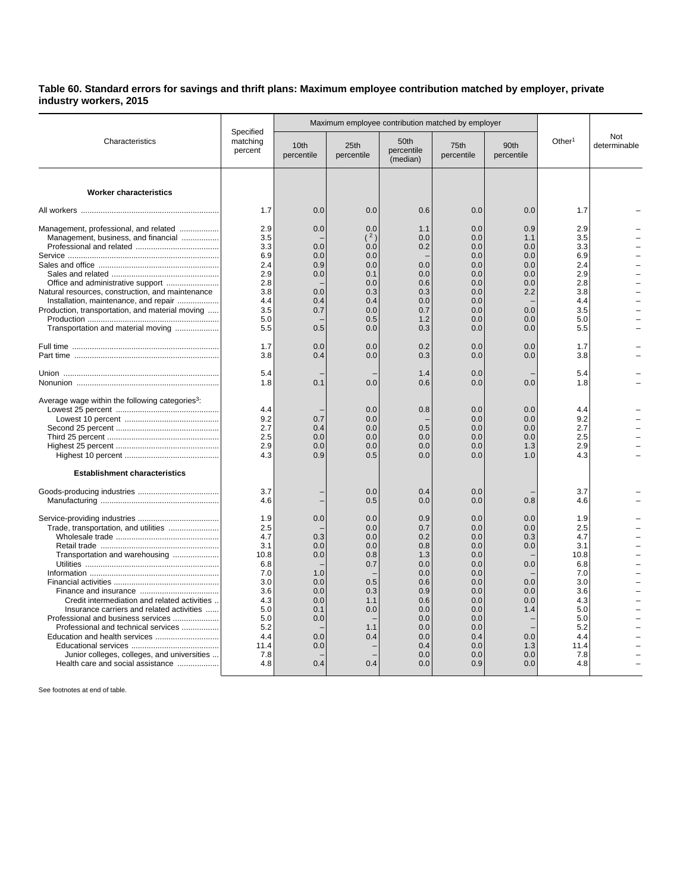**Table 60. Standard errors for savings and thrift plans: Maximum employee contribution matched by employer, private industry workers, 2015**

| Characteristics | Specified matching percent | Maximum employee contribution matched by employer | | | | | Other[1] | Not determinable |
|---|---|---|---|---|---|---|---|---|
| | | 10th percentile | 25th percentile | 50th percentile (median) | 75th percentile | 90th percentile | | |
| **Worker characteristics** | | | | | | | | |
| All workers | 1.7 | 0.0 | 0.0 | 0.6 | 0.0 | 0.0 | 1.7 | – |
| Management, professional, and related | 2.9 | 0.0 | 0.0 | 1.1 | 0.0 | 0.9 | 2.9 | – |
| Management, business, and financial | 3.5 | – | ( [2] ) | 0.0 | 0.0 | 1.1 | 3.5 | – |
| Professional and related | 3.3 | 0.0 | 0.0 | 0.2 | 0.0 | 0.0 | 3.3 | – |
| Service | 6.9 | 0.0 | 0.0 | – | 0.0 | 0.0 | 6.9 | – |
| Sales and office | 2.4 | 0.9 | 0.0 | 0.0 | 0.0 | 0.0 | 2.4 | – |
| Sales and related | 2.9 | 0.0 | 0.1 | 0.0 | 0.0 | 0.0 | 2.9 | – |
| Office and administrative support | 2.8 | – | 0.0 | 0.6 | 0.0 | 0.0 | 2.8 | – |
| Natural resources, construction, and maintenance | 3.8 | 0.0 | 0.3 | 0.3 | 0.0 | 2.2 | 3.8 | – |
| Installation, maintenance, and repair | 4.4 | 0.4 | 0.4 | 0.0 | 0.0 | – | 4.4 | – |
| Production, transportation, and material moving | 3.5 | 0.7 | 0.0 | 0.7 | 0.0 | 0.0 | 3.5 | – |
| Production | 5.0 | – | 0.5 | 1.2 | 0.0 | 0.0 | 5.0 | – |
| Transportation and material moving | 5.5 | 0.5 | 0.0 | 0.3 | 0.0 | 0.0 | 5.5 | – |
| Full time | 1.7 | 0.0 | 0.0 | 0.2 | 0.0 | 0.0 | 1.7 | – |
| Part time | 3.8 | 0.4 | 0.0 | 0.3 | 0.0 | 0.0 | 3.8 | – |
| Union | 5.4 | – | – | 1.4 | 0.0 | – | 5.4 | – |
| Nonunion | 1.8 | 0.1 | 0.0 | 0.6 | 0.0 | 0.0 | 1.8 | – |
| Average wage within the following categories[3]: | | | | | | | | |
| Lowest 25 percent | 4.4 | – | 0.0 | 0.8 | 0.0 | 0.0 | 4.4 | – |
| Lowest 10 percent | 9.2 | 0.7 | 0.0 | – | 0.0 | 0.0 | 9.2 | – |
| Second 25 percent | 2.7 | 0.4 | 0.0 | 0.5 | 0.0 | 0.0 | 2.7 | – |
| Third 25 percent | 2.5 | 0.0 | 0.0 | 0.0 | 0.0 | 0.0 | 2.5 | – |
| Highest 25 percent | 2.9 | 0.0 | 0.0 | 0.0 | 0.0 | 1.3 | 2.9 | – |
| Highest 10 percent | 4.3 | 0.9 | 0.5 | 0.0 | 0.0 | 1.0 | 4.3 | – |
| **Establishment characteristics** | | | | | | | | |
| Goods-producing industries | 3.7 | – | 0.0 | 0.4 | 0.0 | – | 3.7 | – |
| Manufacturing | 4.6 | – | 0.5 | 0.0 | 0.0 | 0.8 | 4.6 | – |
| Service-providing industries | 1.9 | 0.0 | 0.0 | 0.9 | 0.0 | 0.0 | 1.9 | – |
| Trade, transportation, and utilities | 2.5 | – | 0.0 | 0.7 | 0.0 | 0.0 | 2.5 | – |
| Wholesale trade | 4.7 | 0.3 | 0.0 | 0.2 | 0.0 | 0.3 | 4.7 | – |
| Retail trade | 3.1 | 0.0 | 0.0 | 0.8 | 0.0 | 0.0 | 3.1 | – |
| Transportation and warehousing | 10.8 | 0.0 | 0.8 | 1.3 | 0.0 | – | 10.8 | – |
| Utilities | 6.8 | – | 0.7 | 0.0 | 0.0 | 0.0 | 6.8 | – |
| Information | 7.0 | 1.0 | – | 0.0 | 0.0 | – | 7.0 | – |
| Financial activities | 3.0 | 0.0 | 0.5 | 0.6 | 0.0 | 0.0 | 3.0 | – |
| Finance and insurance | 3.6 | 0.0 | 0.3 | 0.9 | 0.0 | 0.0 | 3.6 | – |
| Credit intermediation and related activities | 4.3 | 0.0 | 1.1 | 0.6 | 0.0 | 0.0 | 4.3 | – |
| Insurance carriers and related activities | 5.0 | 0.1 | 0.0 | 0.0 | 0.0 | 1.4 | 5.0 | – |
| Professional and business services | 5.0 | 0.0 | – | 0.0 | 0.0 | – | 5.0 | – |
| Professional and technical services | 5.2 | – | 1.1 | 0.0 | 0.0 | – | 5.2 | – |
| Education and health services | 4.4 | 0.0 | 0.4 | 0.0 | 0.4 | 0.0 | 4.4 | – |
| Educational services | 11.4 | 0.0 | – | 0.4 | 0.0 | 1.3 | 11.4 | – |
| Junior colleges, colleges, and universities | 7.8 | – | – | 0.0 | 0.0 | 0.0 | 7.8 | – |
| Health care and social assistance | 4.8 | 0.4 | 0.4 | 0.0 | 0.9 | 0.0 | 4.8 | – |

See footnotes at end of table.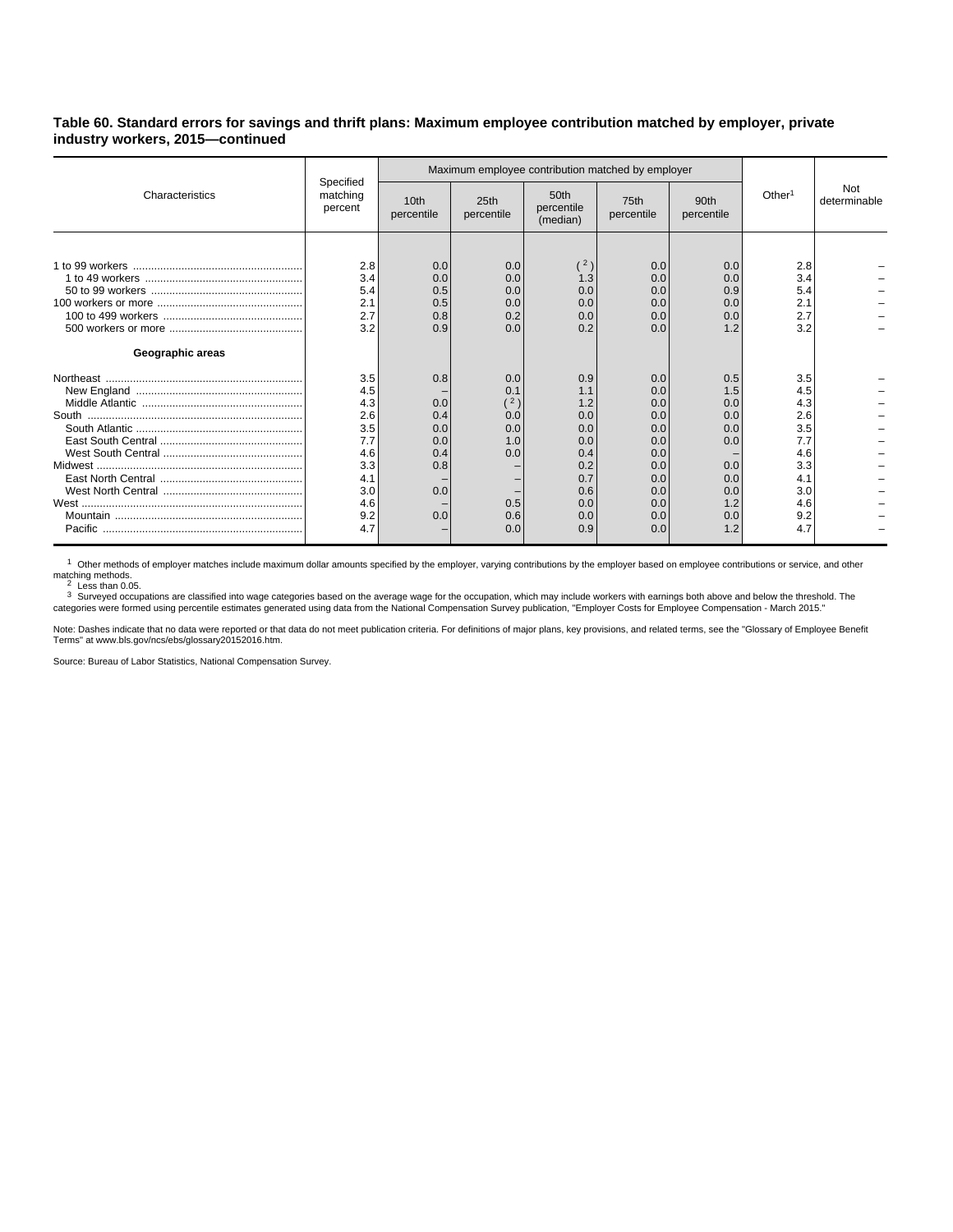**Table 60. Standard errors for savings and thrift plans: Maximum employee contribution matched by employer, private industry workers, 2015—continued**

| Characteristics | Specified matching percent | Maximum employee contribution matched by employer | | | | | Other[1] | Not determinable |
|---|---|---|---|---|---|---|---|---|
| | | 10th percentile | 25th percentile | 50th percentile (median) | 75th percentile | 90th percentile | | |
| 1 to 99 workers | 2.8 | 0.0 | 0.0 | ( 2 ) | 0.0 | 0.0 | 2.8 | – |
| 1 to 49 workers | 3.4 | 0.0 | 0.0 | 1.3 | 0.0 | 0.0 | 3.4 | – |
| 50 to 99 workers | 5.4 | 0.5 | 0.0 | 0.0 | 0.0 | 0.9 | 5.4 | – |
| 100 workers or more | 2.1 | 0.5 | 0.0 | 0.0 | 0.0 | 0.0 | 2.1 | – |
| 100 to 499 workers | 2.7 | 0.8 | 0.2 | 0.0 | 0.0 | 0.0 | 2.7 | – |
| 500 workers or more | 3.2 | 0.9 | 0.0 | 0.2 | 0.0 | 1.2 | 3.2 | – |
| **Geographic areas** | | | | | | | | |
| Northeast | 3.5 | 0.8 | 0.0 | 0.9 | 0.0 | 0.5 | 3.5 | – |
| New England | 4.5 | – | 0.1 | 1.1 | 0.0 | 1.5 | 4.5 | – |
| Middle Atlantic | 4.3 | 0.0 | ( 2 ) | 1.2 | 0.0 | 0.0 | 4.3 | – |
| South | 2.6 | 0.4 | 0.0 | 0.0 | 0.0 | 0.0 | 2.6 | – |
| South Atlantic | 3.5 | 0.0 | 0.0 | 0.0 | 0.0 | 0.0 | 3.5 | – |
| East South Central | 7.7 | 0.0 | 1.0 | 0.0 | 0.0 | 0.0 | 7.7 | – |
| West South Central | 4.6 | 0.4 | 0.0 | 0.4 | 0.0 | – | 4.6 | – |
| Midwest | 3.3 | 0.8 | – | 0.2 | 0.0 | 0.0 | 3.3 | – |
| East North Central | 4.1 | – | – | 0.7 | 0.0 | 0.0 | 4.1 | – |
| West North Central | 3.0 | 0.0 | – | 0.6 | 0.0 | 0.0 | 3.0 | – |
| West | 4.6 | – | 0.5 | 0.0 | 0.0 | 1.2 | 4.6 | – |
| Mountain | 9.2 | 0.0 | 0.6 | 0.0 | 0.0 | 0.0 | 9.2 | – |
| Pacific | 4.7 | – | 0.0 | 0.9 | 0.0 | 1.2 | 4.7 | – |

[1] Other methods of employer matches include maximum dollar amounts specified by the employer, varying contributions by the employer based on employee contributions or service, and other matching methods.
[2] Less than 0.05.
[3] Surveyed occupations are classified into wage categories based on the average wage for the occupation, which may include workers with earnings both above and below the threshold. The categories were formed using percentile estimates generated using data from the National Compensation Survey publication, "Employer Costs for Employee Compensation - March 2015."

Note: Dashes indicate that no data were reported or that data do not meet publication criteria. For definitions of major plans, key provisions, and related terms, see the "Glossary of Employee Benefit Terms" at www.bls.gov/ncs/ebs/glossary20152016.htm.

Source: Bureau of Labor Statistics, National Compensation Survey.